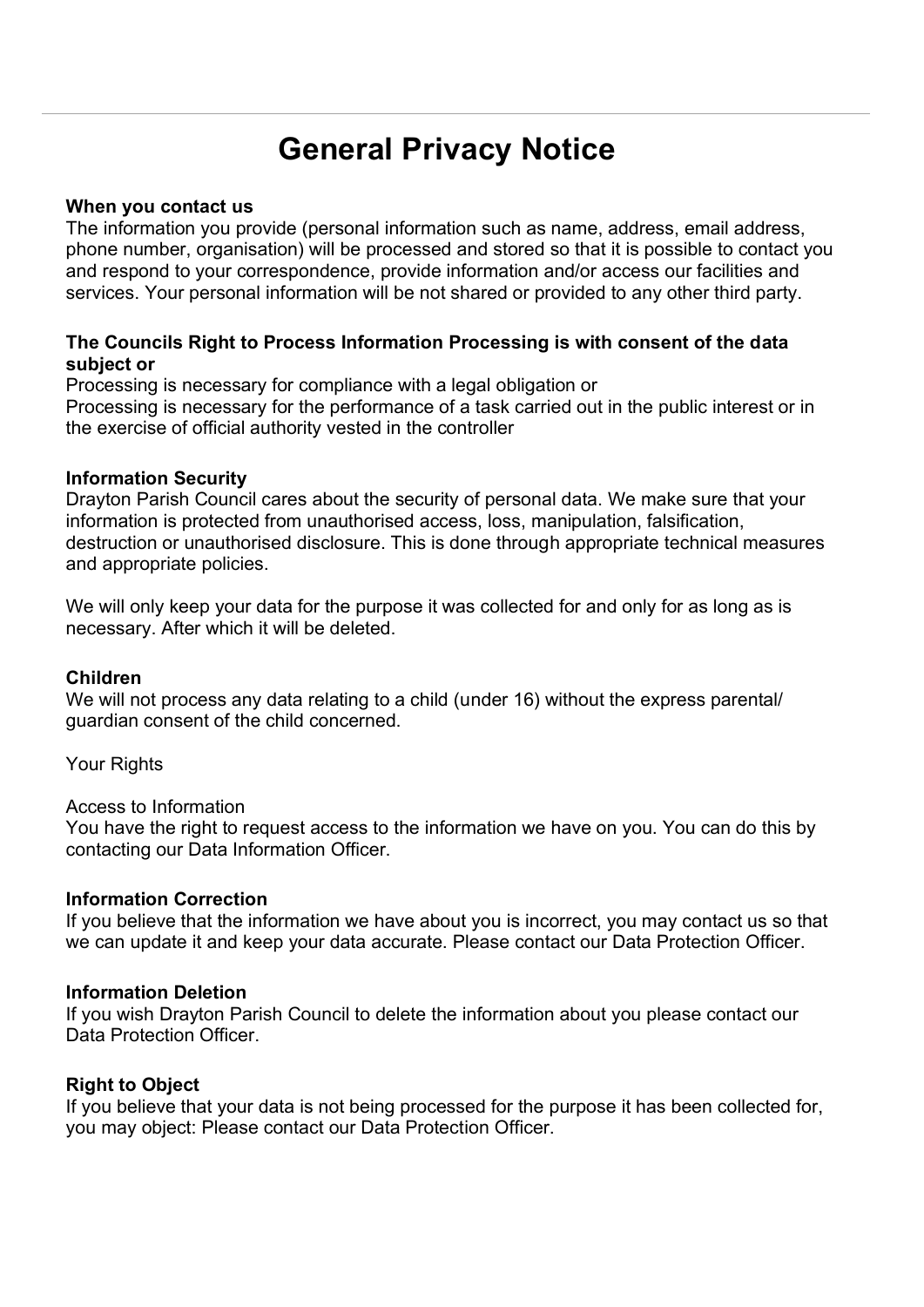# General Privacy Notice

**When you contact us**

The information you provide (personal information such as name, address, email address, phone number, organisation) will be processed and stored so that it is possible to contact you and respond to your correspondence, provide information and/or access our facilities and services. Your personal information will be not shared or provided to any other third party.

**The Councils Right to Process Information Processing is with consent of the data subject or**

Processing is necessary for compliance with a legal obligation or

Processing is necessary for the performance of a task carried out in the public interest or in the exercise of official authority vested in the controller

**Information Security**

Drayton Parish Council cares about the security of personal data. We make sure that your information is protected from unauthorised access, loss, manipulation, falsification, destruction or unauthorised disclosure. This is done through appropriate technical measures and appropriate policies.

We will only keep your data for the purpose it was collected for and only for as long as is necessary. After which it will be deleted.

**Children**

We will not process any data relating to a child (under 16) without the express parental/ guardian consent of the child concerned.

Your Rights

Access to Information

You have the right to request access to the information we have on you. You can do this by contacting our Data Information Officer.

**Information Correction**

If you believe that the information we have about you is incorrect, you may contact us so that we can update it and keep your data accurate. Please contact our Data Protection Officer.

**Information Deletion**

If you wish Drayton Parish Council to delete the information about you please contact our Data Protection Officer.

**Right to Object**

If you believe that your data is not being processed for the purpose it has been collected for, you may object: Please contact our Data Protection Officer.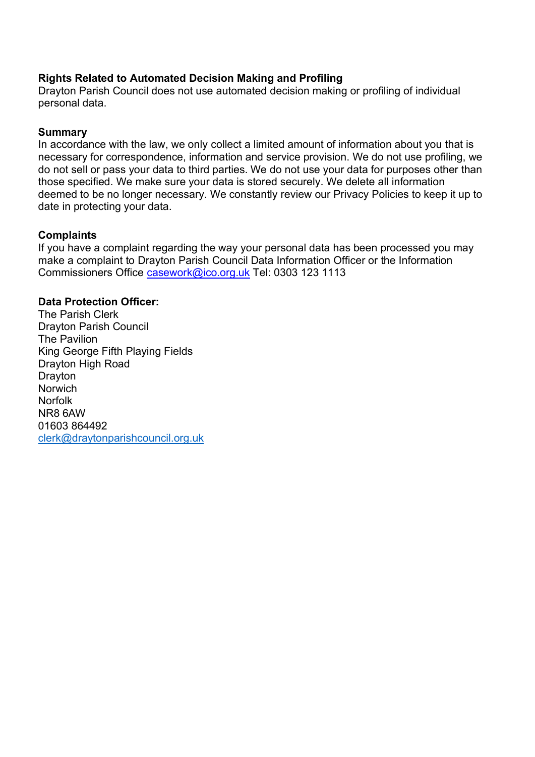**Rights Related to Automated Decision Making and Profiling**

Drayton Parish Council does not use automated decision making or profiling of individual personal data.

**Summary**

In accordance with the law, we only collect a limited amount of information about you that is necessary for correspondence, information and service provision. We do not use profiling, we do not sell or pass your data to third parties. We do not use your data for purposes other than those specified. We make sure your data is stored securely. We delete all information deemed to be no longer necessary. We constantly review our Privacy Policies to keep it up to date in protecting your data.

**Complaints**

If you have a complaint regarding the way your personal data has been processed you may make a complaint to Drayton Parish Council Data Information Officer or the Information Commissioners Office casework@ico.org.uk Tel: 0303 123 1113

**Data Protection Officer:**

The Parish Clerk
Drayton Parish Council
The Pavilion
King George Fifth Playing Fields
Drayton High Road
Drayton
Norwich
Norfolk
NR8 6AW
01603 864492
clerk@draytonparishcouncil.org.uk